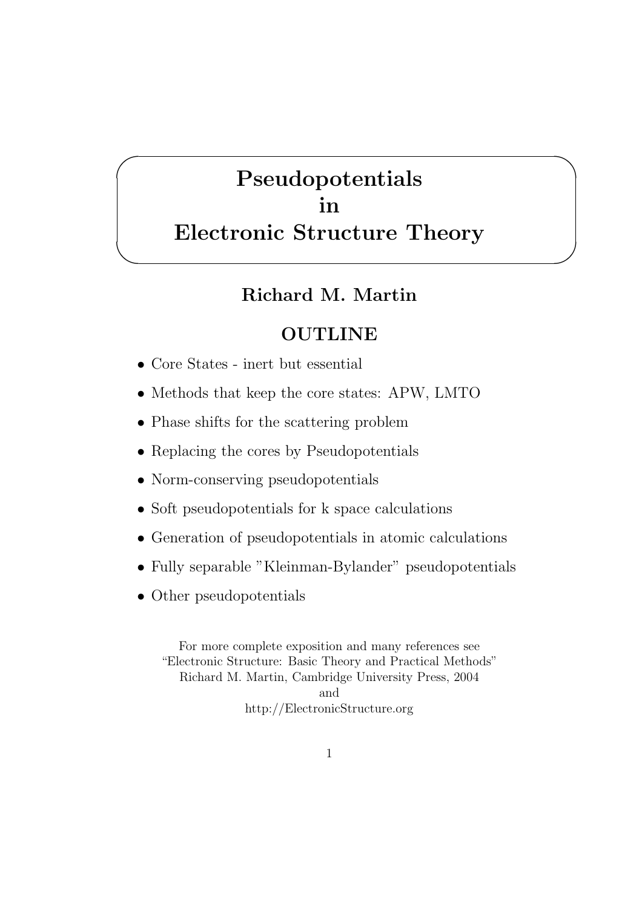# Pseudopotentials in Electronic Structure Theory

**Richard M. Martin**

## OUTLINE

- Core States - inert but essential
- Methods that keep the core states: APW, LMTO
- Phase shifts for the scattering problem
- Replacing the cores by Pseudopotentials
- Norm-conserving pseudopotentials
- Soft pseudopotentials for k space calculations
- Generation of pseudopotentials in atomic calculations
- Fully separable "Kleinman-Bylander" pseudopotentials
- Other pseudopotentials

For more complete exposition and many references see
"Electronic Structure: Basic Theory and Practical Methods"
Richard M. Martin, Cambridge University Press, 2004
and
http://ElectronicStructure.org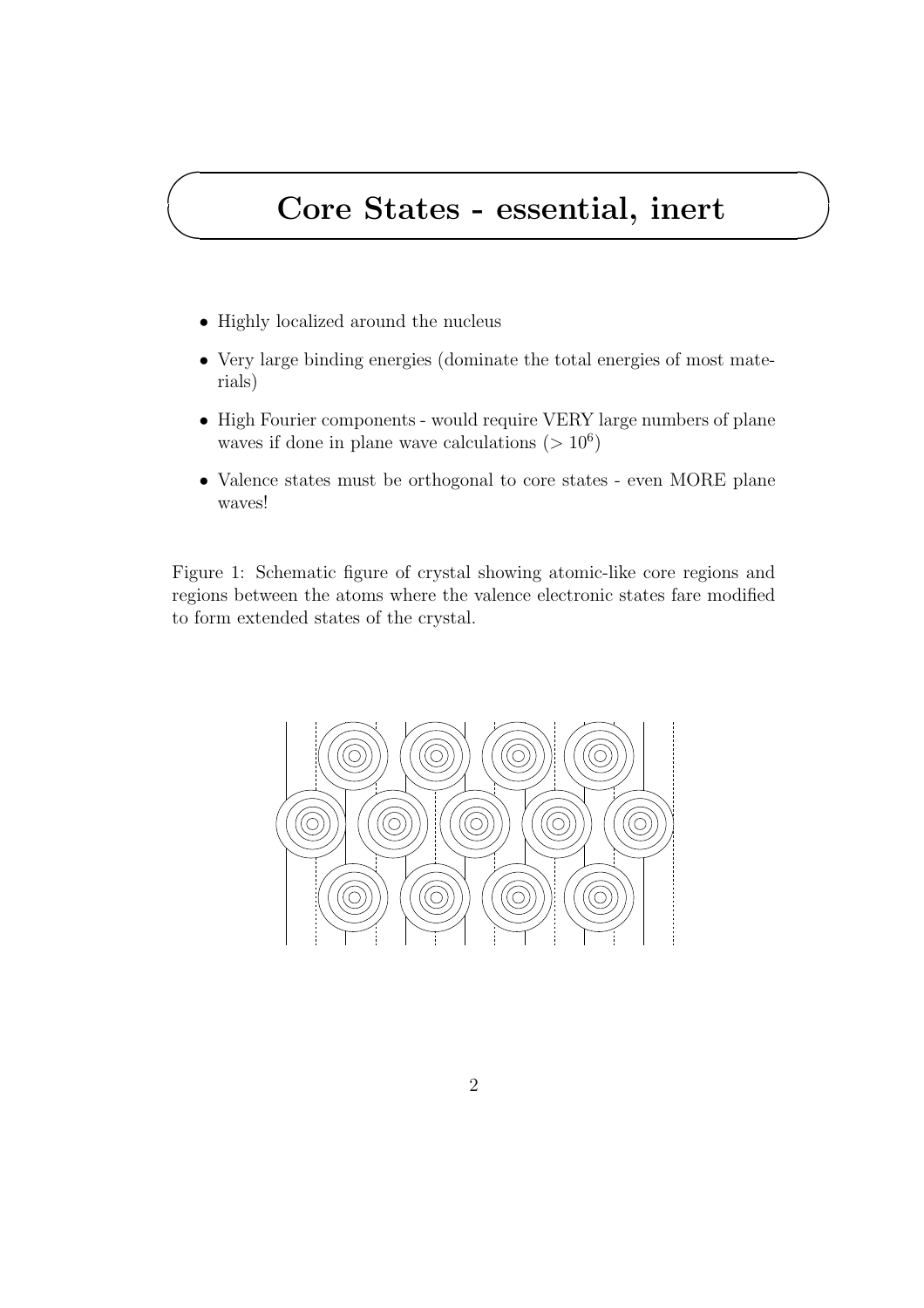# Core States - essential, inert

- Highly localized around the nucleus
- Very large binding energies (dominate the total energies of most materials)
- High Fourier components - would require VERY large numbers of plane waves if done in plane wave calculations ($> 10^6$)
- Valence states must be orthogonal to core states - even MORE plane waves!

Figure 1: Schematic figure of crystal showing atomic-like core regions and regions between the atoms where the valence electronic states fare modified to form extended states of the crystal.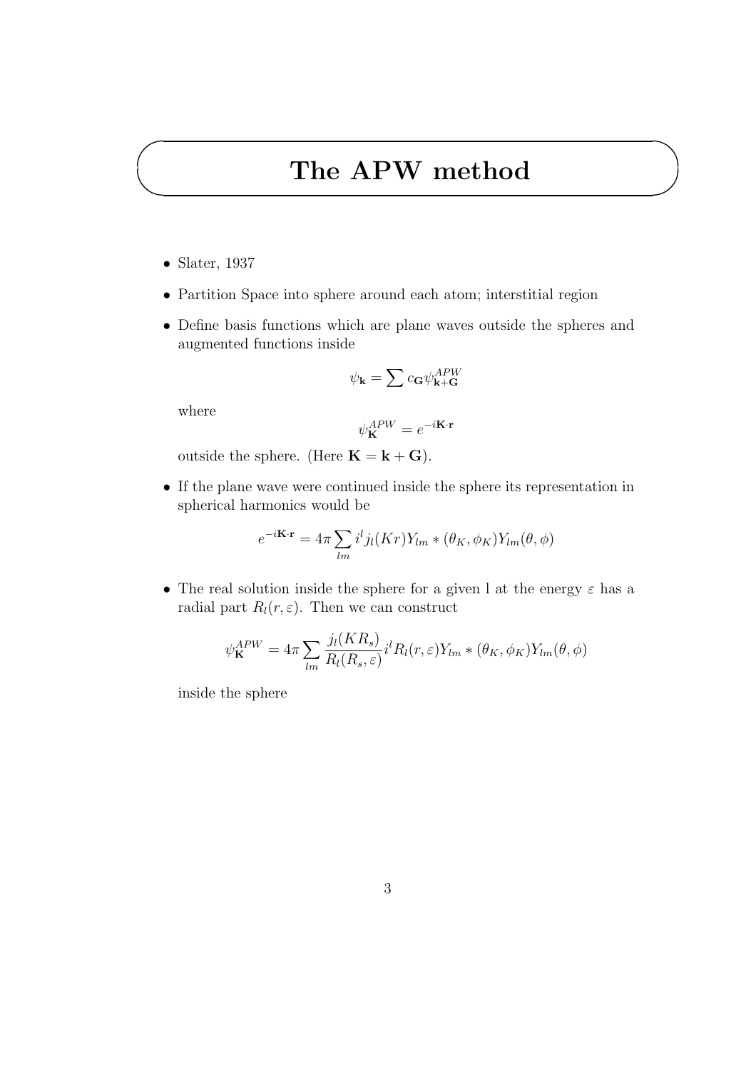# The APW method

- Slater, 1937
- Partition Space into sphere around each atom; interstitial region
- Define basis functions which are plane waves outside the spheres and augmented functions inside

  $$\psi_{\mathbf{k}} = \sum c_{\mathbf{G}} \psi^{APW}_{\mathbf{k}+\mathbf{G}}$$

  where

  $$\psi^{APW}_{\mathbf{K}} = e^{-i\mathbf{K}\cdot\mathbf{r}}$$

  outside the sphere. (Here $\mathbf{K} = \mathbf{k} + \mathbf{G}$).

- If the plane wave were continued inside the sphere its representation in spherical harmonics would be

  $$e^{-i\mathbf{K}\cdot\mathbf{r}} = 4\pi \sum_{lm} i^l j_l(Kr) Y_{lm} * (\theta_K, \phi_K) Y_{lm}(\theta, \phi)$$

- The real solution inside the sphere for a given l at the energy $\varepsilon$ has a radial part $R_l(r, \varepsilon)$. Then we can construct

  $$\psi^{APW}_{\mathbf{K}} = 4\pi \sum_{lm} \frac{j_l(KR_s)}{R_l(R_s, \varepsilon)} i^l R_l(r, \varepsilon) Y_{lm} * (\theta_K, \phi_K) Y_{lm}(\theta, \phi)$$

  inside the sphere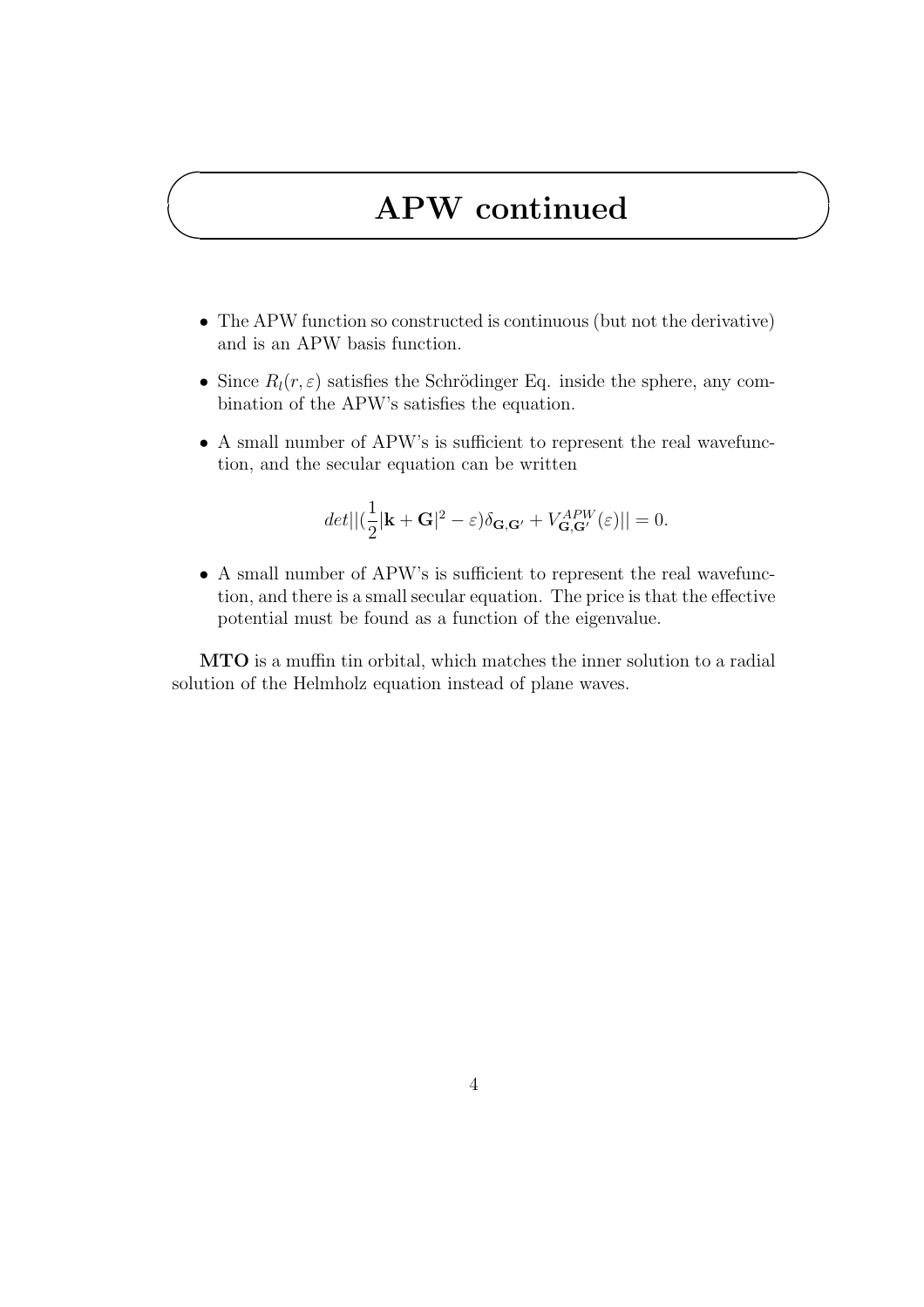# APW continued

- The APW function so constructed is continuous (but not the derivative) and is an APW basis function.
- Since $R_l(r, \varepsilon)$ satisfies the Schrödinger Eq. inside the sphere, any combination of the APW's satisfies the equation.
- A small number of APW's is sufficient to represent the real wavefunction, and the secular equation can be written

$$det||(\frac{1}{2}|\mathbf{k} + \mathbf{G}|^2 - \varepsilon)\delta_{\mathbf{G},\mathbf{G}'} + V^{APW}_{\mathbf{G},\mathbf{G}'}(\varepsilon)|| = 0.$$

- A small number of APW's is sufficient to represent the real wavefunction, and there is a small secular equation. The price is that the effective potential must be found as a function of the eigenvalue.

**MTO** is a muffin tin orbital, which matches the inner solution to a radial solution of the Helmholz equation instead of plane waves.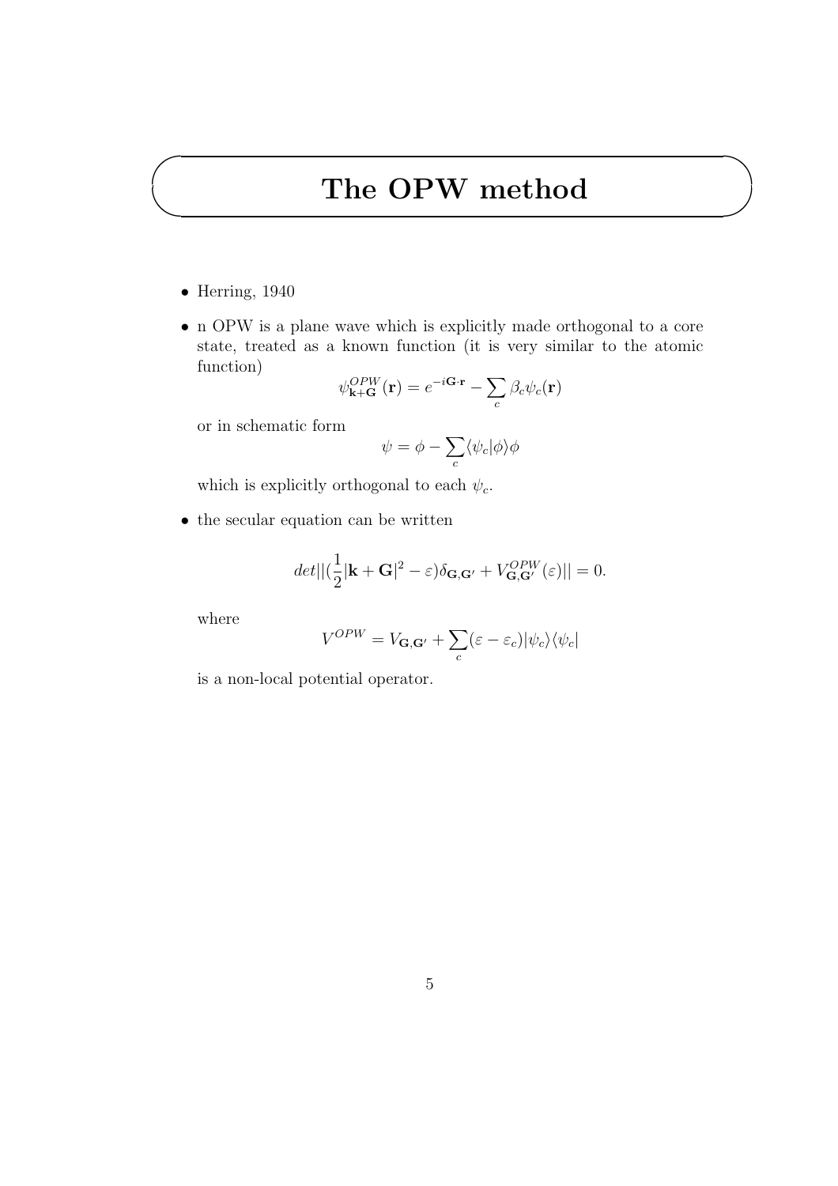# The OPW method

- Herring, 1940
- n OPW is a plane wave which is explicitly made orthogonal to a core state, treated as a known function (it is very similar to the atomic function)

$$\psi^{OPW}_{\mathbf{k}+\mathbf{G}}(\mathbf{r}) = e^{-i\mathbf{G}\cdot\mathbf{r}} - \sum_c \beta_c \psi_c(\mathbf{r})$$

  or in schematic form

$$\psi = \phi - \sum_c \langle \psi_c | \phi \rangle \phi$$

  which is explicitly orthogonal to each $\psi_c$.

- the secular equation can be written

$$det||(\frac{1}{2}|\mathbf{k}+\mathbf{G}|^2 - \varepsilon)\delta_{\mathbf{G},\mathbf{G}'} + V^{OPW}_{\mathbf{G},\mathbf{G}'}(\varepsilon)|| = 0.$$

  where

$$V^{OPW} = V_{\mathbf{G},\mathbf{G}'} + \sum_c (\varepsilon - \varepsilon_c)|\psi_c\rangle\langle\psi_c|$$

  is a non-local potential operator.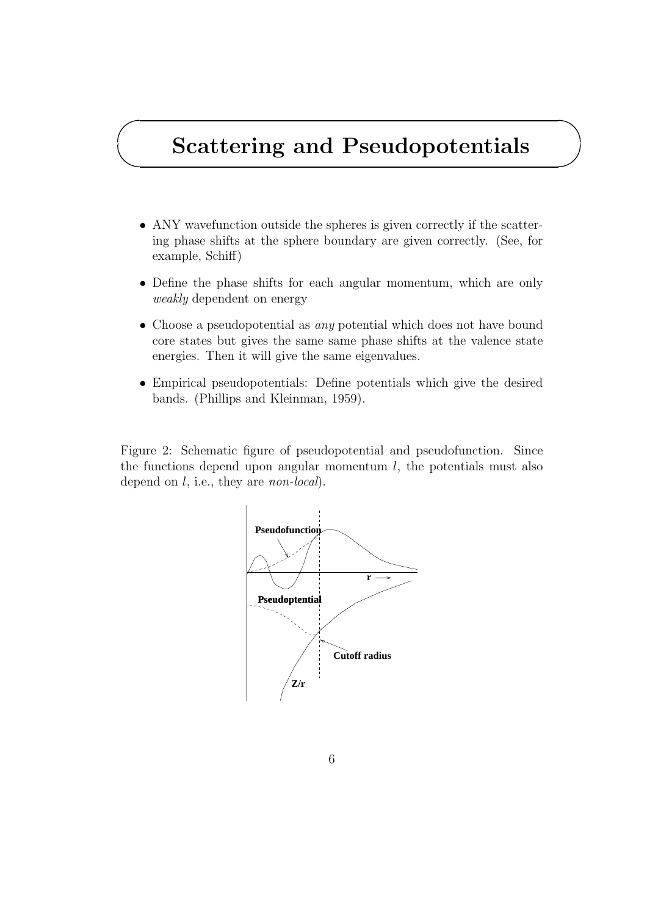# Scattering and Pseudopotentials

- ANY wavefunction outside the spheres is given correctly if the scattering phase shifts at the sphere boundary are given correctly. (See, for example, Schiff)
- Define the phase shifts for each angular momentum, which are only *weakly* dependent on energy
- Choose a pseudopotential as *any* potential which does not have bound core states but gives the same same phase shifts at the valence state energies. Then it will give the same eigenvalues.
- Empirical pseudopotentials: Define potentials which give the desired bands. (Phillips and Kleinman, 1959).

Figure 2: Schematic figure of pseudopotential and pseudofunction. Since the functions depend upon angular momentum $l$, the potentials must also depend on $l$, i.e., they are *non-local*).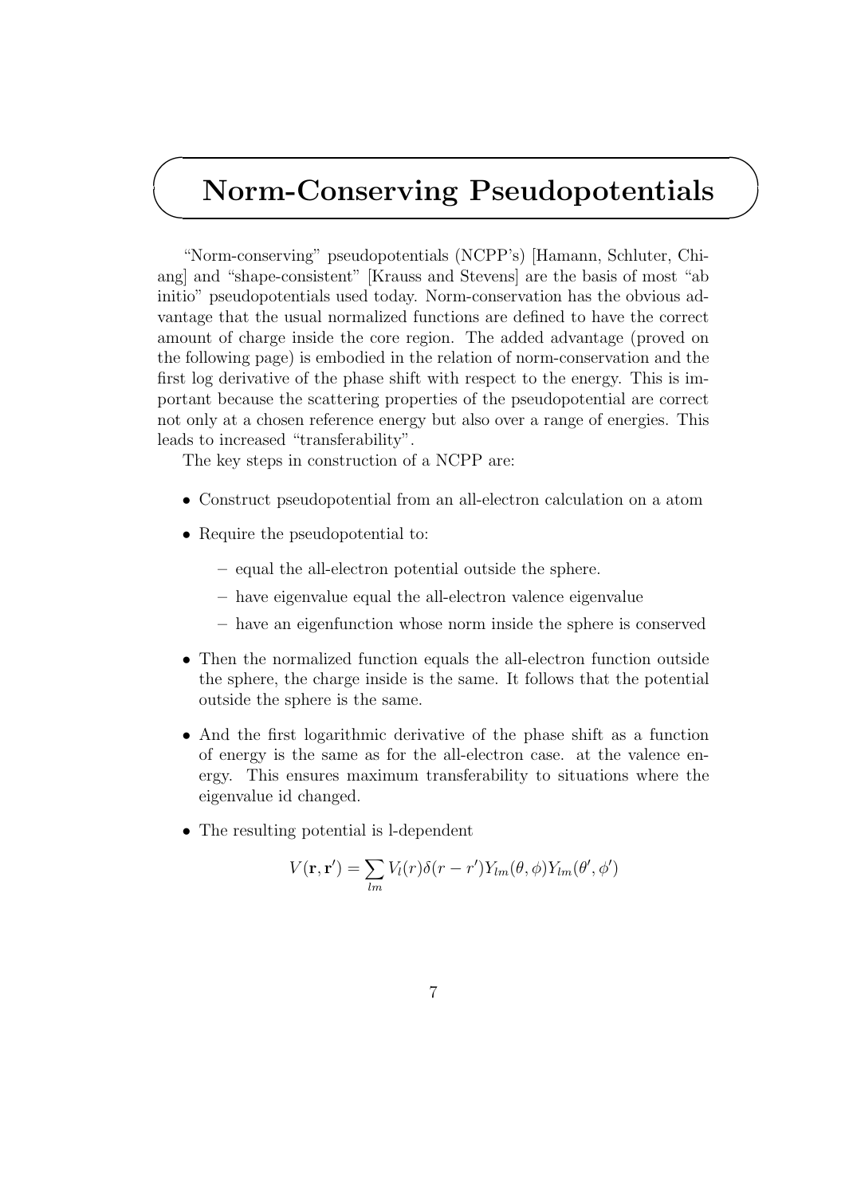# Norm-Conserving Pseudopotentials

"Norm-conserving" pseudopotentials (NCPP's) [Hamann, Schluter, Chiang] and "shape-consistent" [Krauss and Stevens] are the basis of most "ab initio" pseudopotentials used today. Norm-conservation has the obvious advantage that the usual normalized functions are defined to have the correct amount of charge inside the core region. The added advantage (proved on the following page) is embodied in the relation of norm-conservation and the first log derivative of the phase shift with respect to the energy. This is important because the scattering properties of the pseudopotential are correct not only at a chosen reference energy but also over a range of energies. This leads to increased "transferability".

The key steps in construction of a NCPP are:

- Construct pseudopotential from an all-electron calculation on a atom
- Require the pseudopotential to:
  - equal the all-electron potential outside the sphere.
  - have eigenvalue equal the all-electron valence eigenvalue
  - have an eigenfunction whose norm inside the sphere is conserved
- Then the normalized function equals the all-electron function outside the sphere, the charge inside is the same. It follows that the potential outside the sphere is the same.
- And the first logarithmic derivative of the phase shift as a function of energy is the same as for the all-electron case. at the valence energy. This ensures maximum transferability to situations where the eigenvalue id changed.
- The resulting potential is l-dependent

$$V(\mathbf{r}, \mathbf{r}') = \sum_{lm} V_l(r)\delta(r - r')Y_{lm}(\theta, \phi)Y_{lm}(\theta', \phi')$$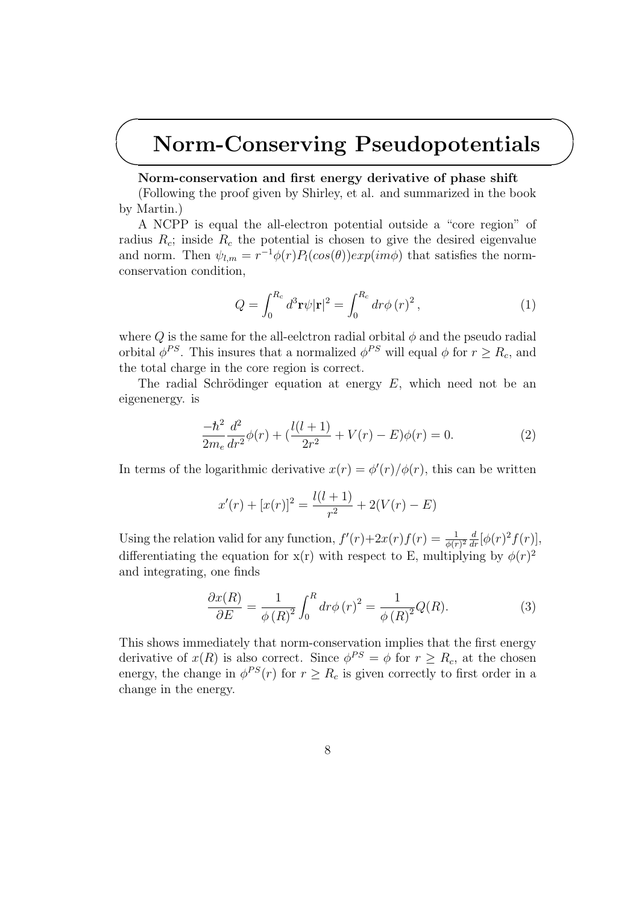# Norm-Conserving Pseudopotentials

**Norm-conservation and first energy derivative of phase shift**

(Following the proof given by Shirley, et al. and summarized in the book by Martin.)

A NCPP is equal the all-electron potential outside a "core region" of radius $R_c$; inside $R_c$ the potential is chosen to give the desired eigenvalue and norm. Then $\psi_{l,m} = r^{-1}\phi(r)P_l(cos(\theta))exp(im\phi)$ that satisfies the norm-conservation condition,

$$Q = \int_0^{R_c} d^3\mathbf{r}\psi|\mathbf{r}|^2 = \int_0^{R_c} dr\phi\,(r)^2\,, \tag{1}$$

where $Q$ is the same for the all-eelctron radial orbital $\phi$ and the pseudo radial orbital $\phi^{PS}$. This insures that a normalized $\phi^{PS}$ will equal $\phi$ for $r \geq R_c$, and the total charge in the core region is correct.

The radial Schrödinger equation at energy $E$, which need not be an eigenenergy. is

$$\frac{-\hbar^2}{2m_e}\frac{d^2}{dr^2}\phi(r) + (\frac{l(l+1)}{2r^2} + V(r) - E)\phi(r) = 0. \tag{2}$$

In terms of the logarithmic derivative $x(r) = \phi'(r)/\phi(r)$, this can be written

$$x'(r) + [x(r)]^2 = \frac{l(l+1)}{r^2} + 2(V(r) - E)$$

Using the relation valid for any function, $f'(r)+2x(r)f(r) = \frac{1}{\phi(r)^2}\frac{d}{dr}[\phi(r)^2 f(r)]$, differentiating the equation for x(r) with respect to E, multiplying by $\phi(r)^2$ and integrating, one finds

$$\frac{\partial x(R)}{\partial E} = \frac{1}{\phi\,(R)^2}\int_0^R dr\phi\,(r)^2 = \frac{1}{\phi\,(R)^2}Q(R). \tag{3}$$

This shows immediately that norm-conservation implies that the first energy derivative of $x(R)$ is also correct. Since $\phi^{PS} = \phi$ for $r \geq R_c$, at the chosen energy, the change in $\phi^{PS}(r)$ for $r \geq R_c$ is given correctly to first order in a change in the energy.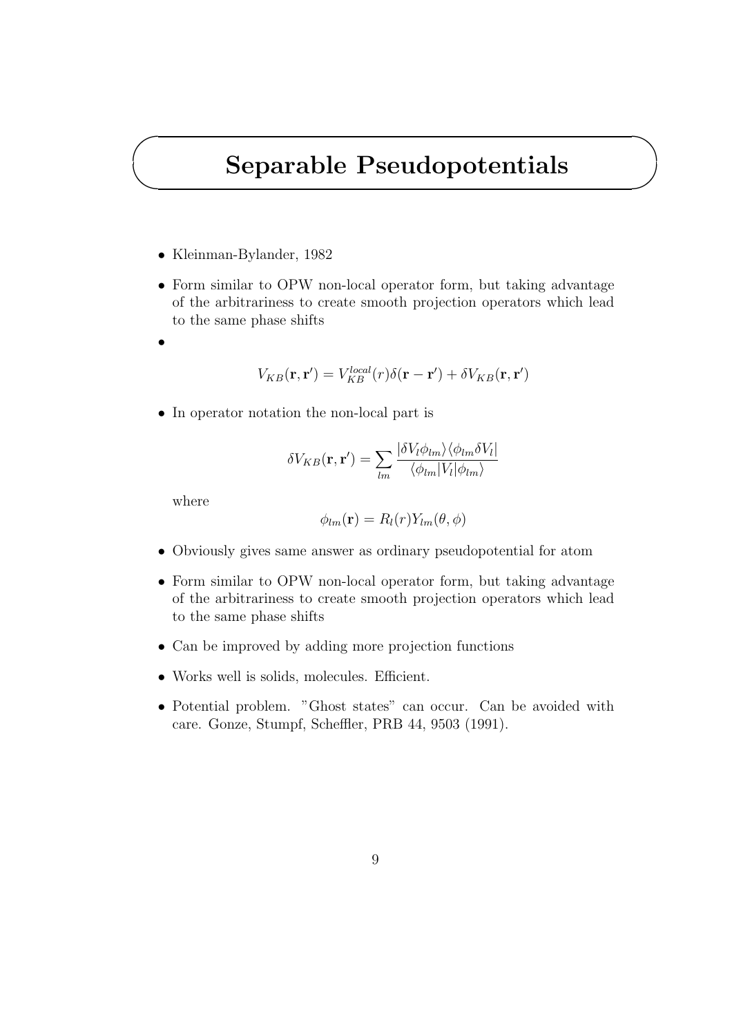# Separable Pseudopotentials

- Kleinman-Bylander, 1982
- Form similar to OPW non-local operator form, but taking advantage of the arbitrariness to create smooth projection operators which lead to the same phase shifts
- $$V_{KB}(\mathbf{r}, \mathbf{r}') = V_{KB}^{local}(r)\delta(\mathbf{r} - \mathbf{r}') + \delta V_{KB}(\mathbf{r}, \mathbf{r}')$$
- In operator notation the non-local part is

  $$\delta V_{KB}(\mathbf{r}, \mathbf{r}') = \sum_{lm} \frac{|\delta V_l \phi_{lm}\rangle\langle\phi_{lm}\delta V_l|}{\langle\phi_{lm}|V_l|\phi_{lm}\rangle}$$

  where

  $$\phi_{lm}(\mathbf{r}) = R_l(r)Y_{lm}(\theta, \phi)$$

- Obviously gives same answer as ordinary pseudopotential for atom
- Form similar to OPW non-local operator form, but taking advantage of the arbitrariness to create smooth projection operators which lead to the same phase shifts
- Can be improved by adding more projection functions
- Works well is solids, molecules. Efficient.
- Potential problem. "Ghost states" can occur. Can be avoided with care. Gonze, Stumpf, Scheffler, PRB 44, 9503 (1991).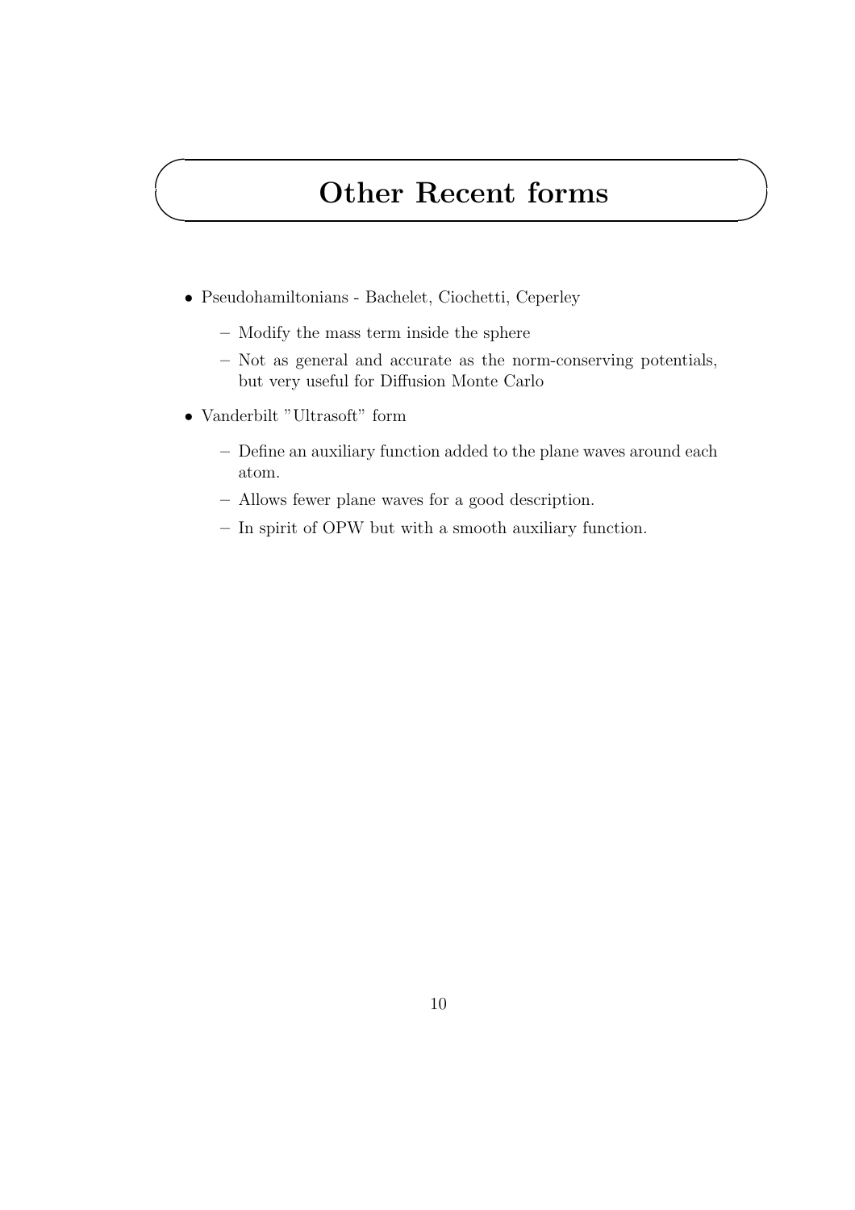# Other Recent forms

- Pseudohamiltonians - Bachelet, Ciochetti, Ceperley
  - Modify the mass term inside the sphere
  - Not as general and accurate as the norm-conserving potentials, but very useful for Diffusion Monte Carlo
- Vanderbilt "Ultrasoft" form
  - Define an auxiliary function added to the plane waves around each atom.
  - Allows fewer plane waves for a good description.
  - In spirit of OPW but with a smooth auxiliary function.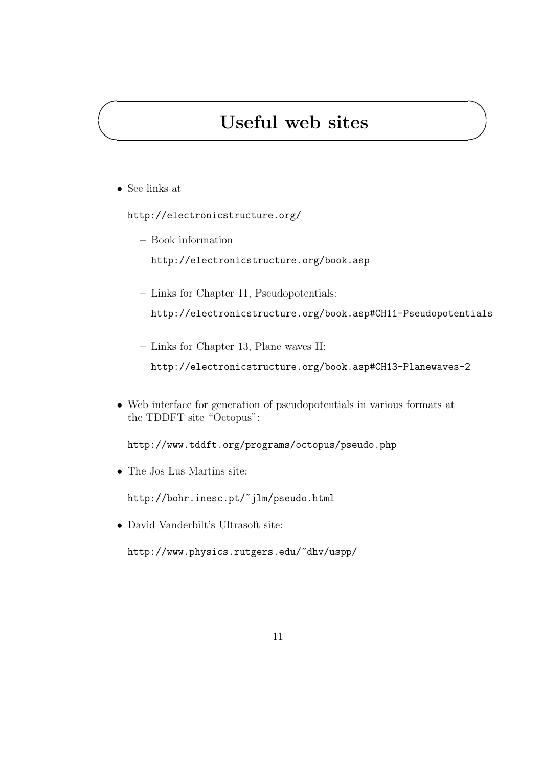# Useful web sites

- See links at

  http://electronicstructure.org/

  - Book information

    http://electronicstructure.org/book.asp

  - Links for Chapter 11, Pseudopotentials:

    http://electronicstructure.org/book.asp#CH11-Pseudopotentials

  - Links for Chapter 13, Plane waves II:

    http://electronicstructure.org/book.asp#CH13-Planewaves-2

- Web interface for generation of pseudopotentials in various formats at the TDDFT site "Octopus":

  http://www.tddft.org/programs/octopus/pseudo.php

- The Jos Lus Martins site:

  http://bohr.inesc.pt/~jlm/pseudo.html

- David Vanderbilt's Ultrasoft site:

  http://www.physics.rutgers.edu/~dhv/uspp/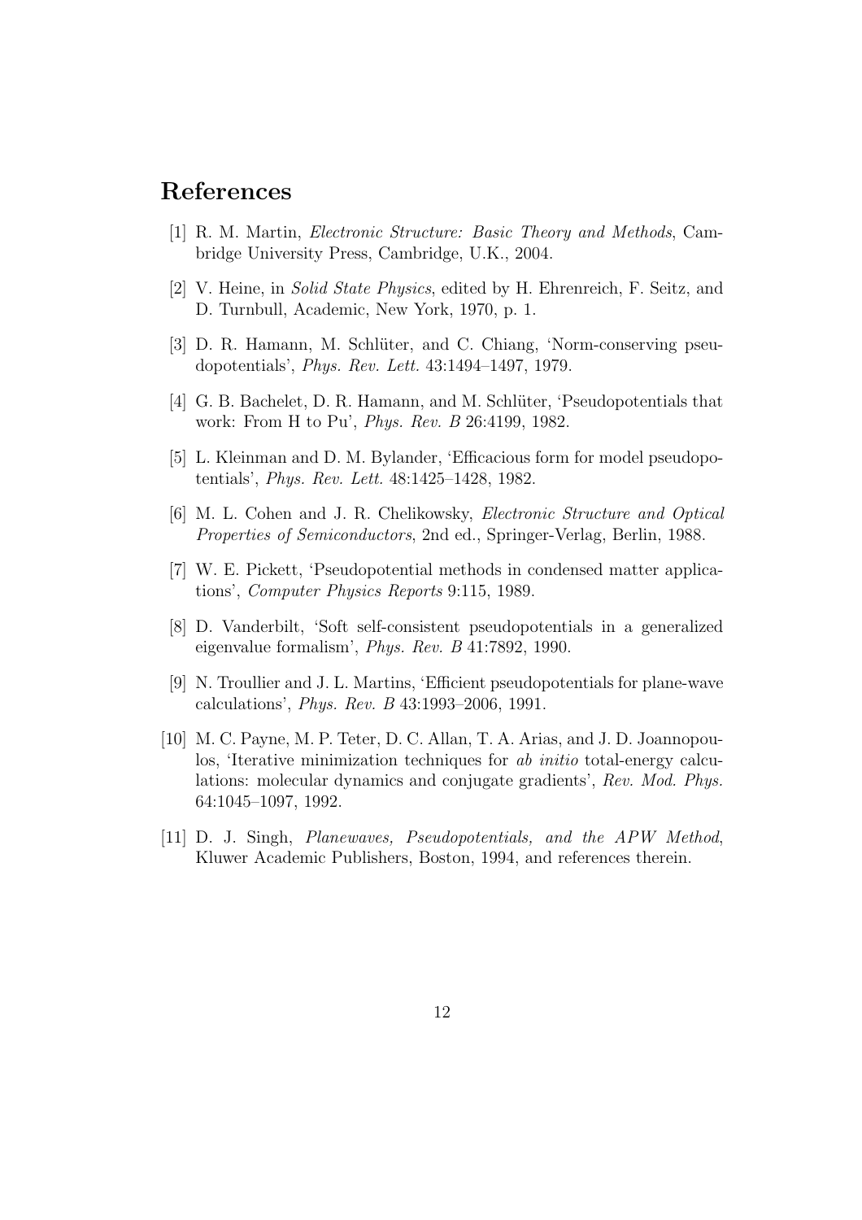## References

[1] R. M. Martin, *Electronic Structure: Basic Theory and Methods*, Cambridge University Press, Cambridge, U.K., 2004.

[2] V. Heine, in *Solid State Physics*, edited by H. Ehrenreich, F. Seitz, and D. Turnbull, Academic, New York, 1970, p. 1.

[3] D. R. Hamann, M. Schlüter, and C. Chiang, 'Norm-conserving pseudopotentials', *Phys. Rev. Lett.* 43:1494–1497, 1979.

[4] G. B. Bachelet, D. R. Hamann, and M. Schlüter, 'Pseudopotentials that work: From H to Pu', *Phys. Rev. B* 26:4199, 1982.

[5] L. Kleinman and D. M. Bylander, 'Efficacious form for model pseudopotentials', *Phys. Rev. Lett.* 48:1425–1428, 1982.

[6] M. L. Cohen and J. R. Chelikowsky, *Electronic Structure and Optical Properties of Semiconductors*, 2nd ed., Springer-Verlag, Berlin, 1988.

[7] W. E. Pickett, 'Pseudopotential methods in condensed matter applications', *Computer Physics Reports* 9:115, 1989.

[8] D. Vanderbilt, 'Soft self-consistent pseudopotentials in a generalized eigenvalue formalism', *Phys. Rev. B* 41:7892, 1990.

[9] N. Troullier and J. L. Martins, 'Efficient pseudopotentials for plane-wave calculations', *Phys. Rev. B* 43:1993–2006, 1991.

[10] M. C. Payne, M. P. Teter, D. C. Allan, T. A. Arias, and J. D. Joannopoulos, 'Iterative minimization techniques for *ab initio* total-energy calculations: molecular dynamics and conjugate gradients', *Rev. Mod. Phys.* 64:1045–1097, 1992.

[11] D. J. Singh, *Planewaves, Pseudopotentials, and the APW Method*, Kluwer Academic Publishers, Boston, 1994, and references therein.